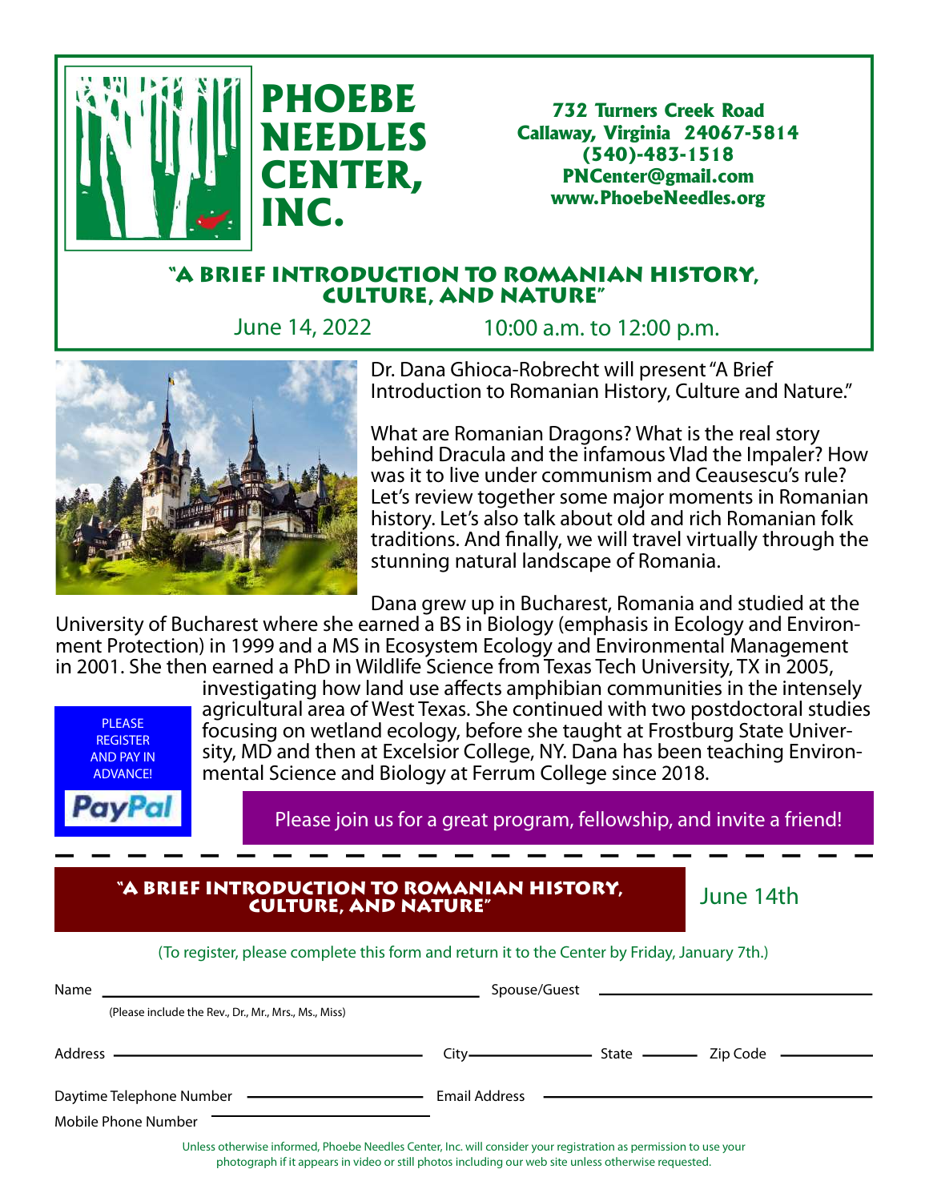# PHOEBE NEEDLES CENTER, INC.

**732 Turners Creek Road**
**Callaway, Virginia 24067-5814**
**(540)-483-1518**
**PNCenter@gmail.com**
**www.PhoebeNeedles.org**

## "A BRIEF INTRODUCTION TO ROMANIAN HISTORY, CULTURE, AND NATURE"

June 14, 2022 — 10:00 a.m. to 12:00 p.m.

Dr. Dana Ghioca-Robrecht will present "A Brief Introduction to Romanian History, Culture and Nature."

What are Romanian Dragons? What is the real story behind Dracula and the infamous Vlad the Impaler? How was it to live under communism and Ceausescu's rule? Let's review together some major moments in Romanian history. Let's also talk about old and rich Romanian folk traditions. And finally, we will travel virtually through the stunning natural landscape of Romania.

Dana grew up in Bucharest, Romania and studied at the University of Bucharest where she earned a BS in Biology (emphasis in Ecology and Environment Protection) in 1999 and a MS in Ecosystem Ecology and Environmental Management in 2001. She then earned a PhD in Wildlife Science from Texas Tech University, TX in 2005, investigating how land use affects amphibian communities in the intensely agricultural area of West Texas. She continued with two postdoctoral studies focusing on wetland ecology, before she taught at Frostburg State University, MD and then at Excelsior College, NY. Dana has been teaching Environmental Science and Biology at Ferrum College since 2018.

PLEASE REGISTER AND PAY IN ADVANCE!

PayPal

Please join us for a great program, fellowship, and invite a friend!

---

## "A BRIEF INTRODUCTION TO ROMANIAN HISTORY, CULTURE, AND NATURE"

June 14th

(To register, please complete this form and return it to the Center by Friday, January 7th.)

Name ____________________ Spouse/Guest ____________________

(Please include the Rev., Dr., Mr., Mrs., Ms., Miss)

Address ____________________ City __________ State ______ Zip Code ________

Daytime Telephone Number ____________________ Email Address ____________________

Mobile Phone Number ____________________

Unless otherwise informed, Phoebe Needles Center, Inc. will consider your registration as permission to use your photograph if it appears in video or still photos including our web site unless otherwise requested.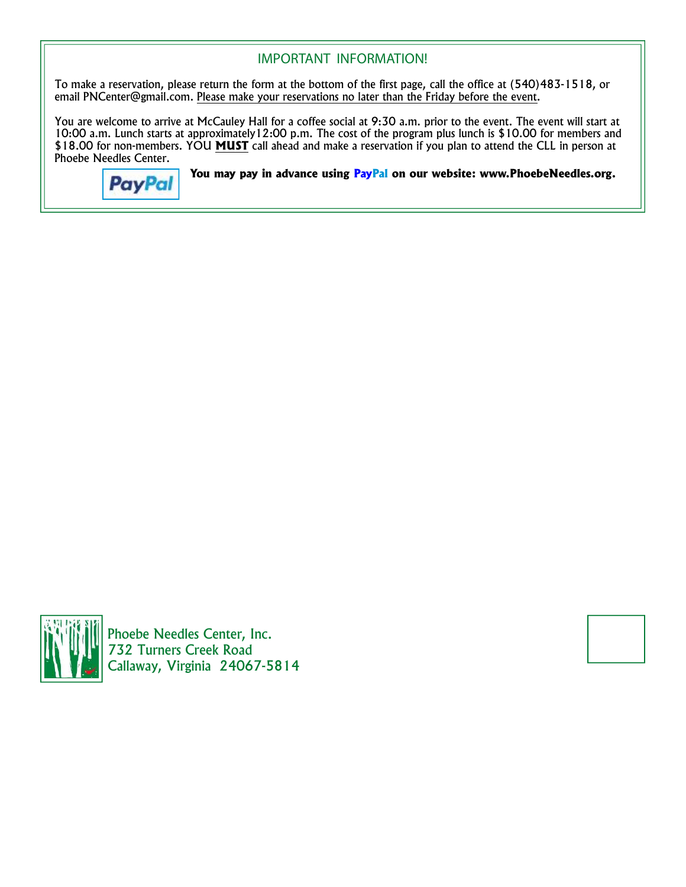## IMPORTANT INFORMATION!

To make a reservation, please return the form at the bottom of the first page, call the office at (540)483-1518, or email PNCenter@gmail.com. Please make your reservations no later than the Friday before the event.

You are welcome to arrive at McCauley Hall for a coffee social at 9:30 a.m. prior to the event. The event will start at 10:00 a.m. Lunch starts at approximately12:00 p.m. The cost of the program plus lunch is $10.00 for members and $18.00 for non-members. YOU **MUST** call ahead and make a reservation if you plan to attend the CLL in person at Phoebe Needles Center.

PayPal **You may pay in advance using PayPal on our website: www.PhoebeNeedles.org.**

Phoebe Needles Center, Inc.
732 Turners Creek Road
Callaway, Virginia 24067-5814